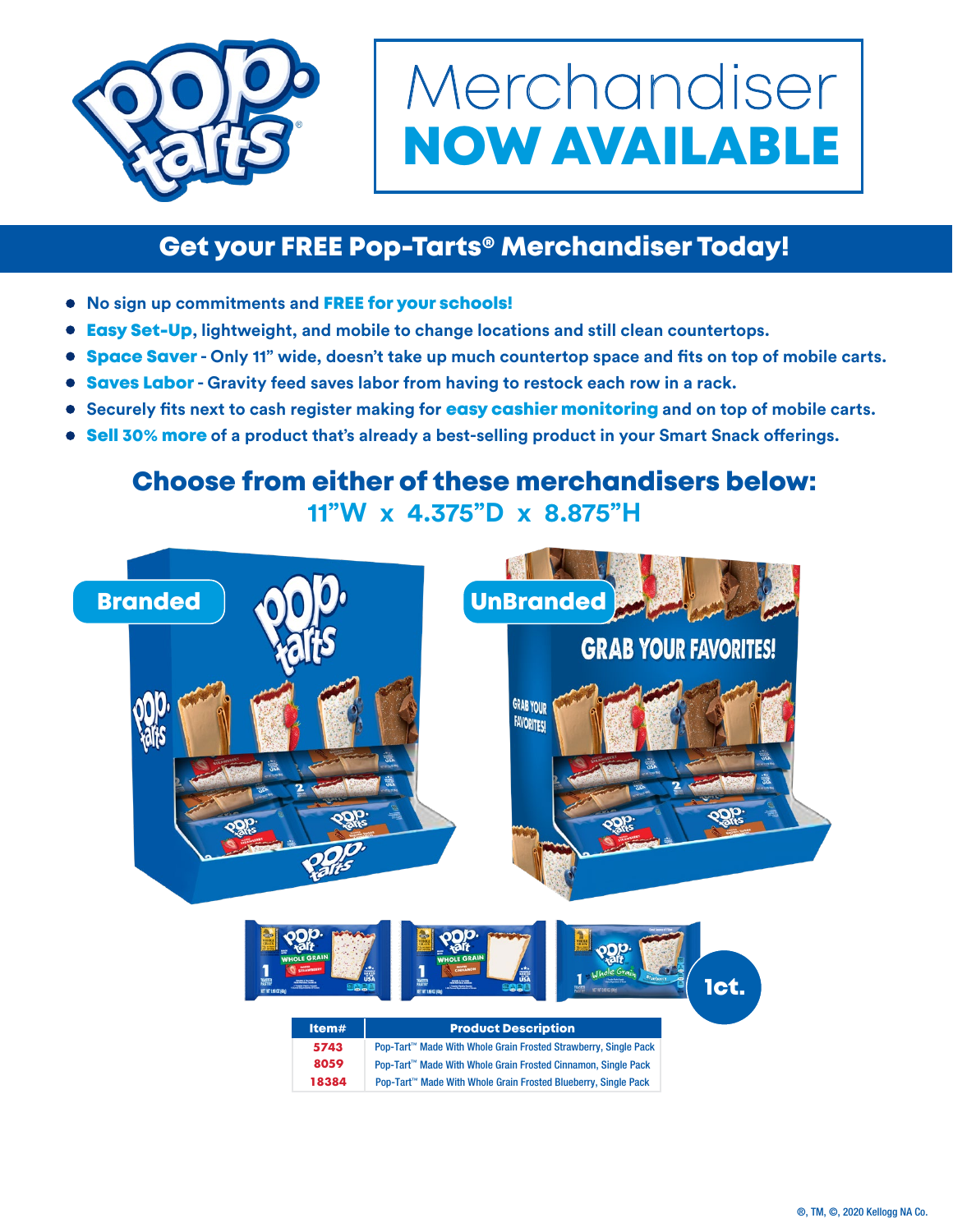# Merchandiser NOW AVAILABLE

## Get your FREE Pop-Tarts® Merchandiser Today!

- No sign up commitments and **FREE for your schools!**
- **Easy Set-Up**, lightweight, and mobile to change locations and still clean countertops.
- **Space Saver** - Only 11" wide, doesn't take up much countertop space and fits on top of mobile carts.
- **Saves Labor** - Gravity feed saves labor from having to restock each row in a rack.
- Securely fits next to cash register making for **easy cashier monitoring** and on top of mobile carts.
- **Sell 30% more** of a product that's already a best-selling product in your Smart Snack offerings.

## Choose from either of these merchandisers below:

**11"W x 4.375"D x 8.875"H**

**Branded**

**UnBranded**

**1ct.**

| Item# | Product Description |
|---|---|
| 5743 | Pop-Tart™ Made With Whole Grain Frosted Strawberry, Single Pack |
| 8059 | Pop-Tart™ Made With Whole Grain Frosted Cinnamon, Single Pack |
| 18384 | Pop-Tart™ Made With Whole Grain Frosted Blueberry, Single Pack |

®, TM, ©, 2020 Kellogg NA Co.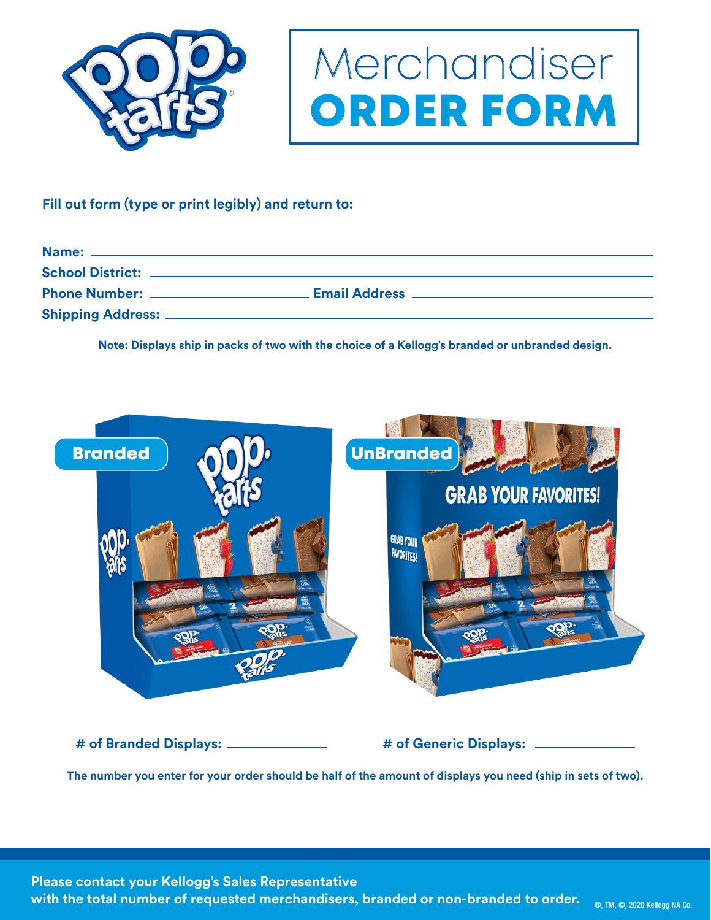# Merchandiser ORDER FORM

**Fill out form (type or print legibly) and return to:**

**Name:** ______________________________

**School District:** ______________________________

**Phone Number:** ______________ **Email Address** ______________

**Shipping Address:** ______________________________

**Note: Displays ship in packs of two with the choice of a Kellogg's branded or unbranded design.**

**Branded**

**UnBranded**

**# of Branded Displays:** ____________ **# of Generic Displays:** ____________

**The number you enter for your order should be half of the amount of displays you need (ship in sets of two).**

**Please contact your Kellogg's Sales Representative with the total number of requested merchandisers, branded or non-branded to order.**

®, TM, ©, 2020 Kellogg NA Co.